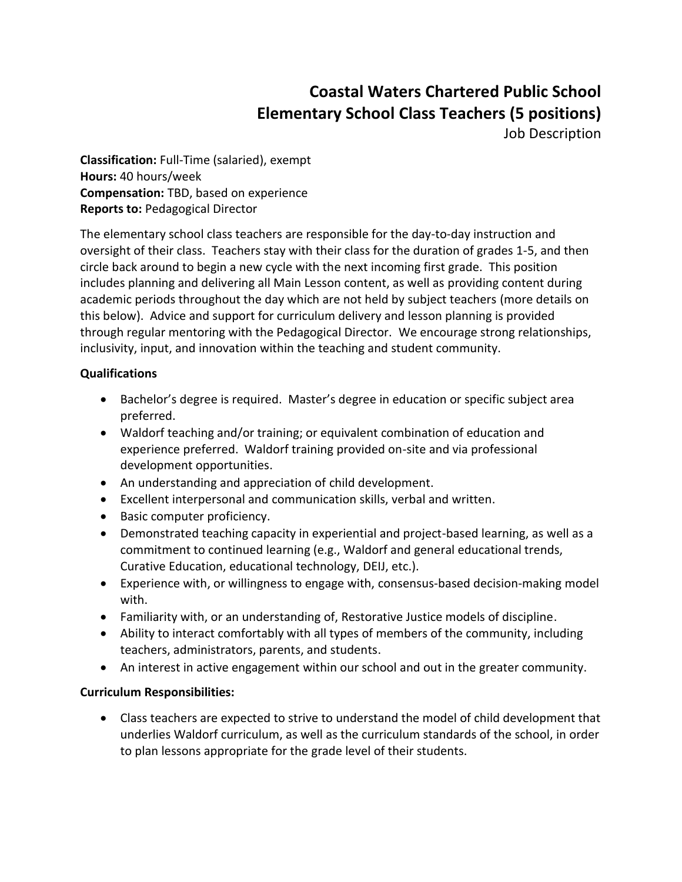# Coastal Waters Chartered Public School
# Elementary School Class Teachers (5 positions)

Job Description

**Classification:** Full-Time (salaried), exempt
**Hours:** 40 hours/week
**Compensation:** TBD, based on experience
**Reports to:** Pedagogical Director

The elementary school class teachers are responsible for the day-to-day instruction and oversight of their class. Teachers stay with their class for the duration of grades 1-5, and then circle back around to begin a new cycle with the next incoming first grade. This position includes planning and delivering all Main Lesson content, as well as providing content during academic periods throughout the day which are not held by subject teachers (more details on this below). Advice and support for curriculum delivery and lesson planning is provided through regular mentoring with the Pedagogical Director. We encourage strong relationships, inclusivity, input, and innovation within the teaching and student community.

**Qualifications**

- Bachelor's degree is required. Master's degree in education or specific subject area preferred.
- Waldorf teaching and/or training; or equivalent combination of education and experience preferred. Waldorf training provided on-site and via professional development opportunities.
- An understanding and appreciation of child development.
- Excellent interpersonal and communication skills, verbal and written.
- Basic computer proficiency.
- Demonstrated teaching capacity in experiential and project-based learning, as well as a commitment to continued learning (e.g., Waldorf and general educational trends, Curative Education, educational technology, DEIJ, etc.).
- Experience with, or willingness to engage with, consensus-based decision-making model with.
- Familiarity with, or an understanding of, Restorative Justice models of discipline.
- Ability to interact comfortably with all types of members of the community, including teachers, administrators, parents, and students.
- An interest in active engagement within our school and out in the greater community.

**Curriculum Responsibilities:**

- Class teachers are expected to strive to understand the model of child development that underlies Waldorf curriculum, as well as the curriculum standards of the school, in order to plan lessons appropriate for the grade level of their students.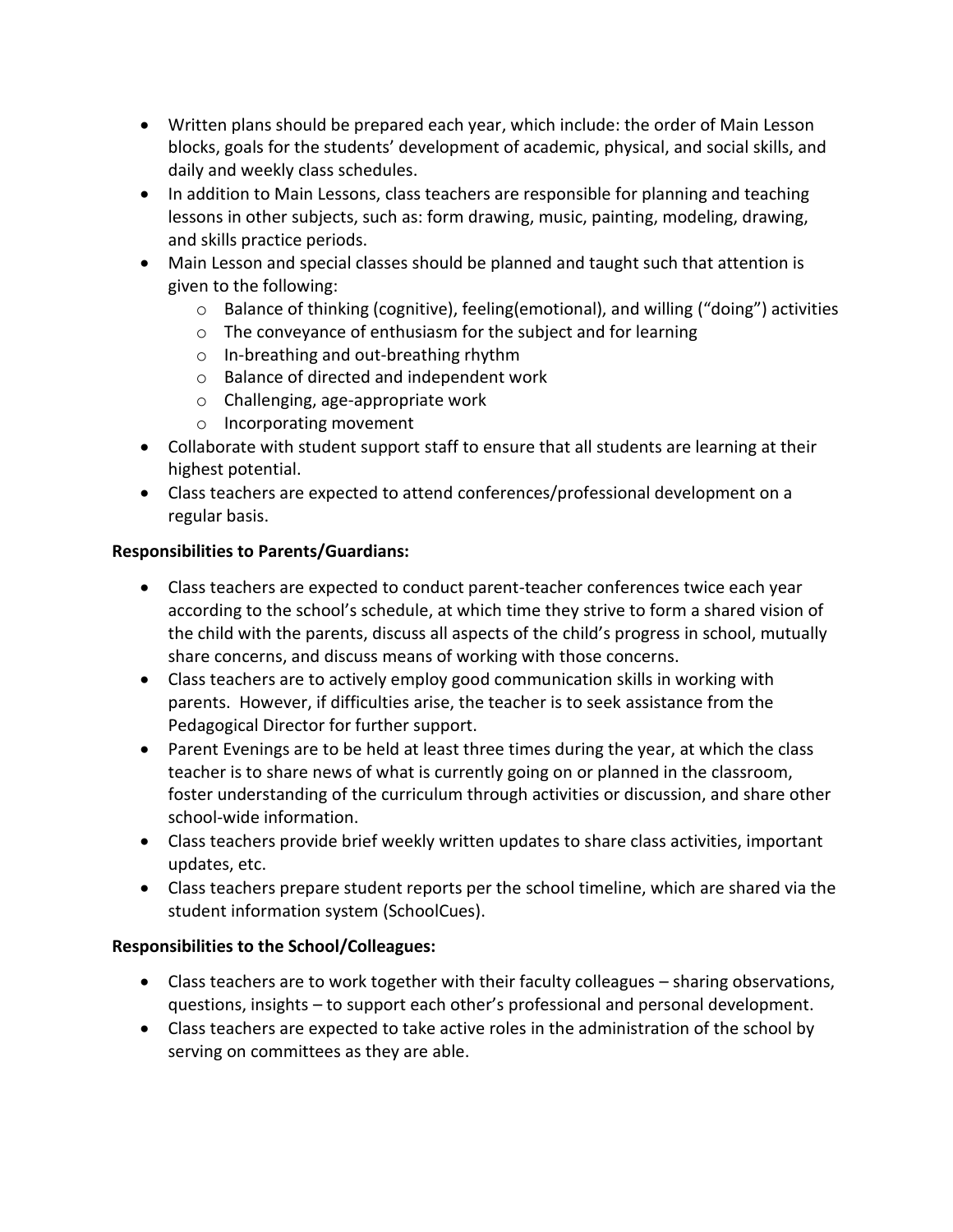- Written plans should be prepared each year, which include: the order of Main Lesson blocks, goals for the students' development of academic, physical, and social skills, and daily and weekly class schedules.
- In addition to Main Lessons, class teachers are responsible for planning and teaching lessons in other subjects, such as: form drawing, music, painting, modeling, drawing, and skills practice periods.
- Main Lesson and special classes should be planned and taught such that attention is given to the following:
  - Balance of thinking (cognitive), feeling(emotional), and willing ("doing") activities
  - The conveyance of enthusiasm for the subject and for learning
  - In-breathing and out-breathing rhythm
  - Balance of directed and independent work
  - Challenging, age-appropriate work
  - Incorporating movement
- Collaborate with student support staff to ensure that all students are learning at their highest potential.
- Class teachers are expected to attend conferences/professional development on a regular basis.

**Responsibilities to Parents/Guardians:**

- Class teachers are expected to conduct parent-teacher conferences twice each year according to the school's schedule, at which time they strive to form a shared vision of the child with the parents, discuss all aspects of the child's progress in school, mutually share concerns, and discuss means of working with those concerns.
- Class teachers are to actively employ good communication skills in working with parents. However, if difficulties arise, the teacher is to seek assistance from the Pedagogical Director for further support.
- Parent Evenings are to be held at least three times during the year, at which the class teacher is to share news of what is currently going on or planned in the classroom, foster understanding of the curriculum through activities or discussion, and share other school-wide information.
- Class teachers provide brief weekly written updates to share class activities, important updates, etc.
- Class teachers prepare student reports per the school timeline, which are shared via the student information system (SchoolCues).

**Responsibilities to the School/Colleagues:**

- Class teachers are to work together with their faculty colleagues – sharing observations, questions, insights – to support each other's professional and personal development.
- Class teachers are expected to take active roles in the administration of the school by serving on committees as they are able.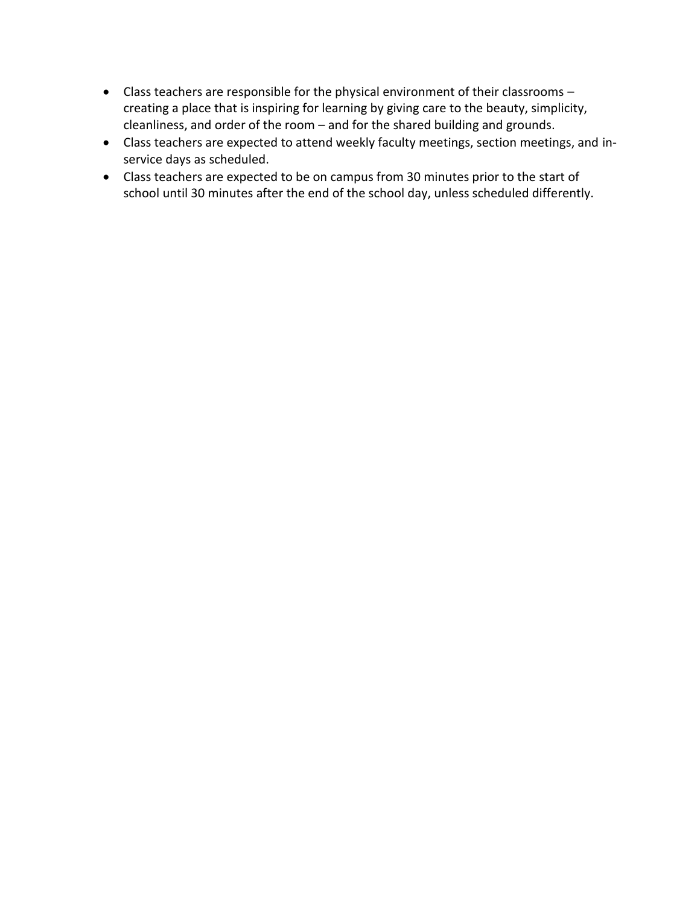- Class teachers are responsible for the physical environment of their classrooms – creating a place that is inspiring for learning by giving care to the beauty, simplicity, cleanliness, and order of the room – and for the shared building and grounds.
- Class teachers are expected to attend weekly faculty meetings, section meetings, and in-service days as scheduled.
- Class teachers are expected to be on campus from 30 minutes prior to the start of school until 30 minutes after the end of the school day, unless scheduled differently.